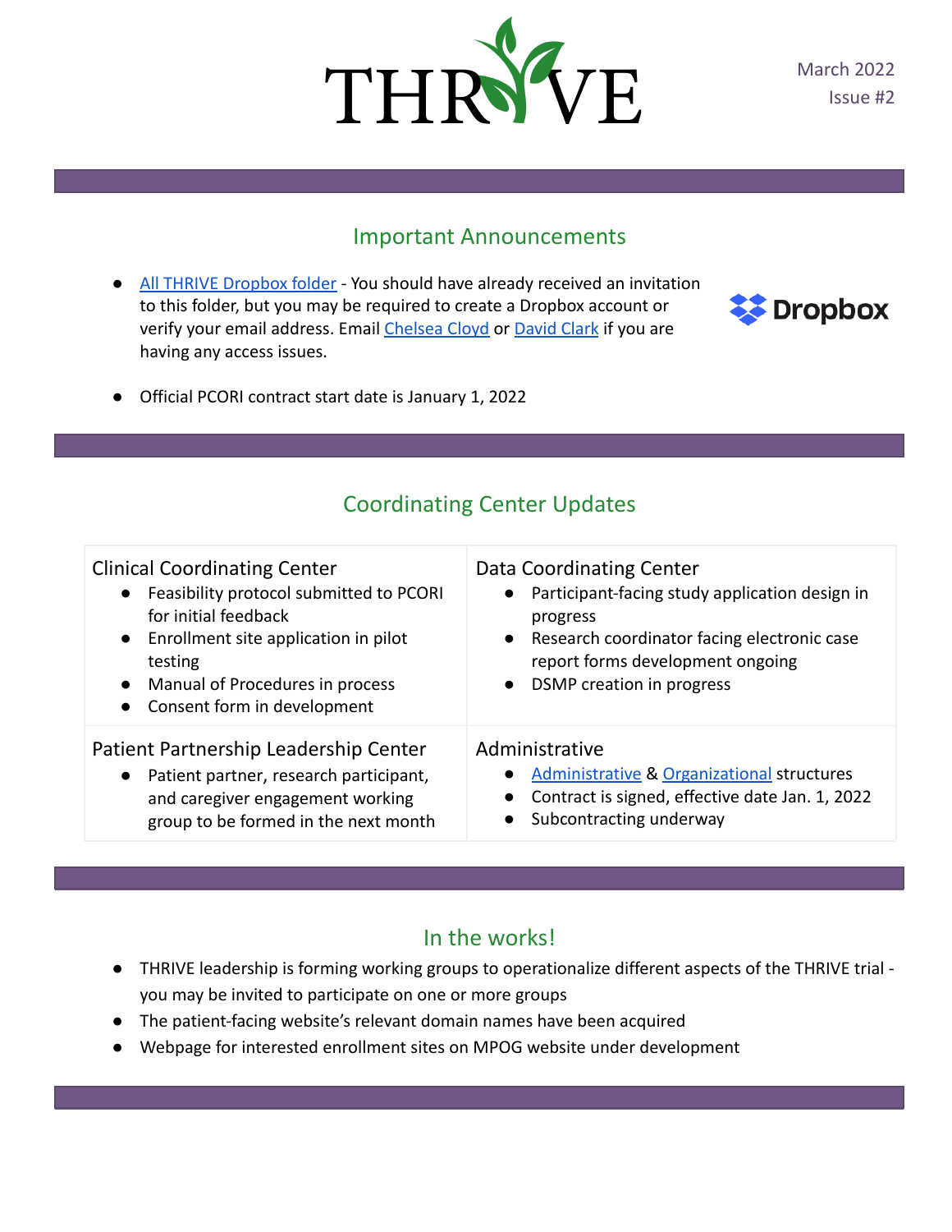# THRIVE

March 2022
Issue #2

## Important Announcements

- All THRIVE Dropbox folder - You should have already received an invitation to this folder, but you may be required to create a Dropbox account or verify your email address. Email Chelsea Cloyd or David Clark if you are having any access issues.
- Official PCORI contract start date is January 1, 2022

## Coordinating Center Updates

| Clinical Coordinating Center | Data Coordinating Center |
| --- | --- |
| • Feasibility protocol submitted to PCORI for initial feedback<br>• Enrollment site application in pilot testing<br>• Manual of Procedures in process<br>• Consent form in development | • Participant-facing study application design in progress<br>• Research coordinator facing electronic case report forms development ongoing<br>• DSMP creation in progress |
| **Patient Partnership Leadership Center** | **Administrative** |
| • Patient partner, research participant, and caregiver engagement working group to be formed in the next month | • Administrative & Organizational structures<br>• Contract is signed, effective date Jan. 1, 2022<br>• Subcontracting underway |

## In the works!

- THRIVE leadership is forming working groups to operationalize different aspects of the THRIVE trial - you may be invited to participate on one or more groups
- The patient-facing website's relevant domain names have been acquired
- Webpage for interested enrollment sites on MPOG website under development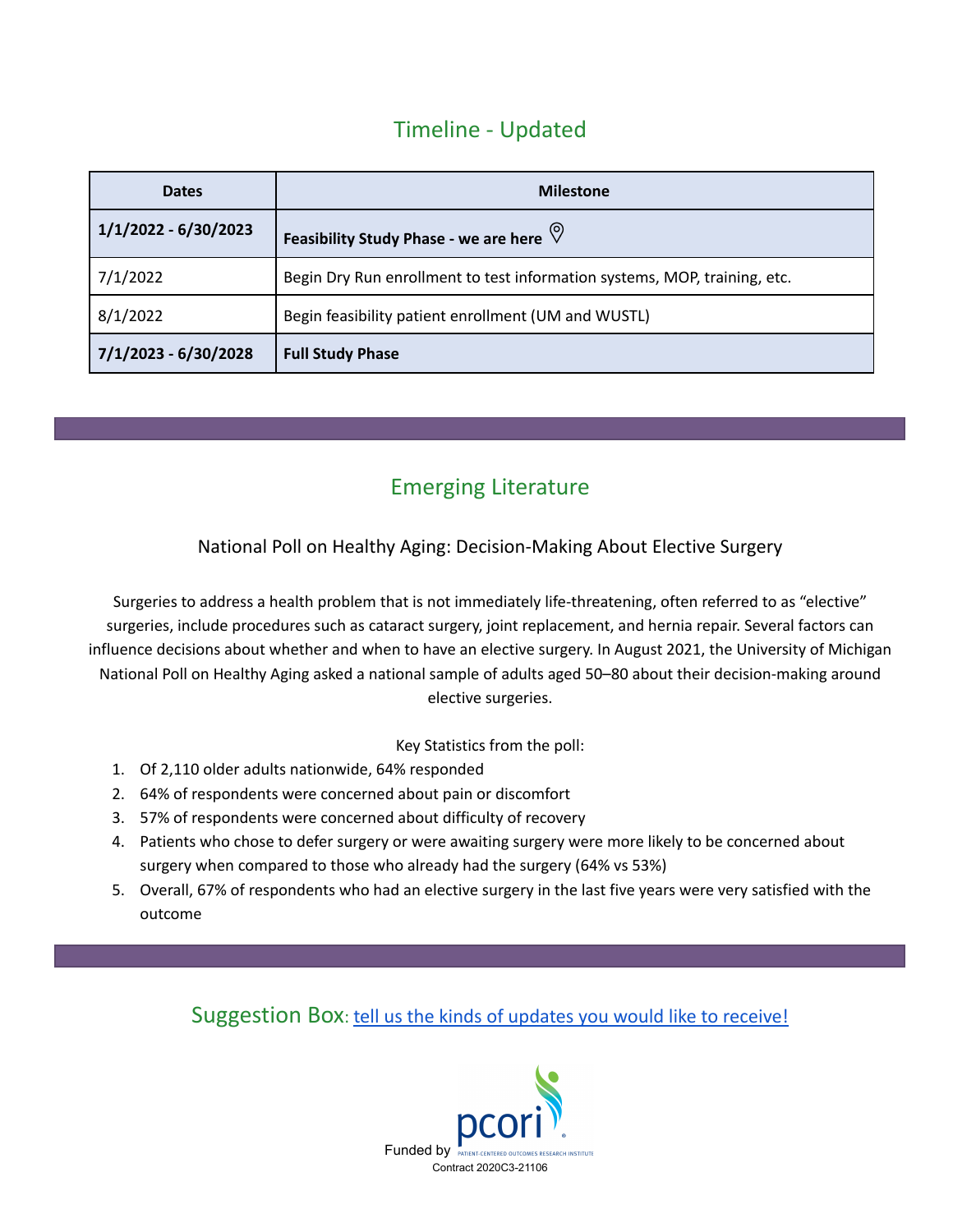## Timeline - Updated

| Dates | Milestone |
|---|---|
| **1/1/2022 - 6/30/2023** | **Feasibility Study Phase - we are here** |
| 7/1/2022 | Begin Dry Run enrollment to test information systems, MOP, training, etc. |
| 8/1/2022 | Begin feasibility patient enrollment (UM and WUSTL) |
| **7/1/2023 - 6/30/2028** | **Full Study Phase** |

## Emerging Literature

### National Poll on Healthy Aging: Decision-Making About Elective Surgery

Surgeries to address a health problem that is not immediately life-threatening, often referred to as "elective" surgeries, include procedures such as cataract surgery, joint replacement, and hernia repair. Several factors can influence decisions about whether and when to have an elective surgery. In August 2021, the University of Michigan National Poll on Healthy Aging asked a national sample of adults aged 50–80 about their decision-making around elective surgeries.

Key Statistics from the poll:

1. Of 2,110 older adults nationwide, 64% responded
2. 64% of respondents were concerned about pain or discomfort
3. 57% of respondents were concerned about difficulty of recovery
4. Patients who chose to defer surgery or were awaiting surgery were more likely to be concerned about surgery when compared to those who already had the surgery (64% vs 53%)
5. Overall, 67% of respondents who had an elective surgery in the last five years were very satisfied with the outcome

## Suggestion Box: [tell us the kinds of updates you would like to receive!]

Funded by pcori PATIENT-CENTERED OUTCOMES RESEARCH INSTITUTE

Contract 2020C3-21106